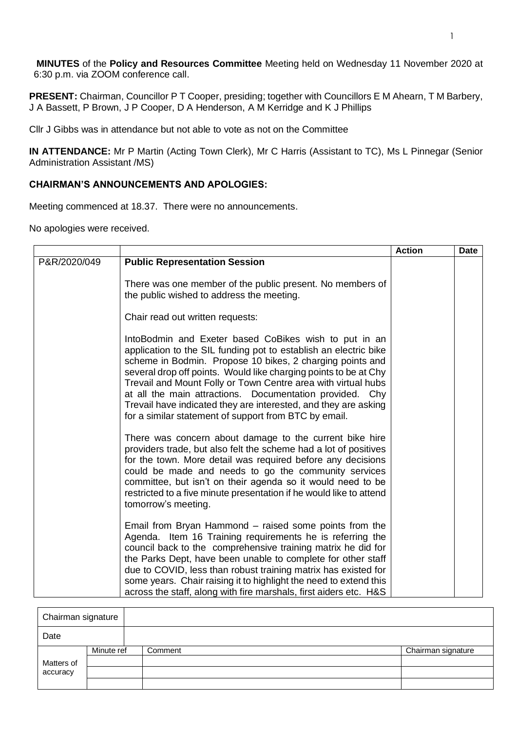**MINUTES** of the **Policy and Resources Committee** Meeting held on Wednesday 11 November 2020 at 6:30 p.m. via ZOOM conference call.

**PRESENT:** Chairman, Councillor P T Cooper, presiding; together with Councillors E M Ahearn, T M Barbery, J A Bassett, P Brown, J P Cooper, D A Henderson, A M Kerridge and K J Phillips

Cllr J Gibbs was in attendance but not able to vote as not on the Committee

**IN ATTENDANCE:** Mr P Martin (Acting Town Clerk), Mr C Harris (Assistant to TC), Ms L Pinnegar (Senior Administration Assistant /MS)

**CHAIRMAN'S ANNOUNCEMENTS AND APOLOGIES:**

Meeting commenced at 18.37. There were no announcements.

No apologies were received.

| | | Action | Date |
|---|---|---|---|
| P&R/2020/049 | **Public Representation Session**<br><br>There was one member of the public present. No members of the public wished to address the meeting.<br><br>Chair read out written requests:<br><br>IntoBodmin and Exeter based CoBikes wish to put in an application to the SIL funding pot to establish an electric bike scheme in Bodmin. Propose 10 bikes, 2 charging points and several drop off points. Would like charging points to be at Chy Trevail and Mount Folly or Town Centre area with virtual hubs at all the main attractions. Documentation provided. Chy Trevail have indicated they are interested, and they are asking for a similar statement of support from BTC by email.<br><br>There was concern about damage to the current bike hire providers trade, but also felt the scheme had a lot of positives for the town. More detail was required before any decisions could be made and needs to go the community services committee, but isn't on their agenda so it would need to be restricted to a five minute presentation if he would like to attend tomorrow's meeting.<br><br>Email from Bryan Hammond – raised some points from the Agenda. Item 16 Training requirements he is referring the council back to the comprehensive training matrix he did for the Parks Dept, have been unable to complete for other staff due to COVID, less than robust training matrix has existed for some years. Chair raising it to highlight the need to extend this across the staff, along with fire marshals, first aiders etc. H&S | | |

| Chairman signature | | | |
|---|---|---|---|
| Date | | | |
| Matters of accuracy | Minute ref | Comment | Chairman signature |
| | | | |
| | | | |
| | | | |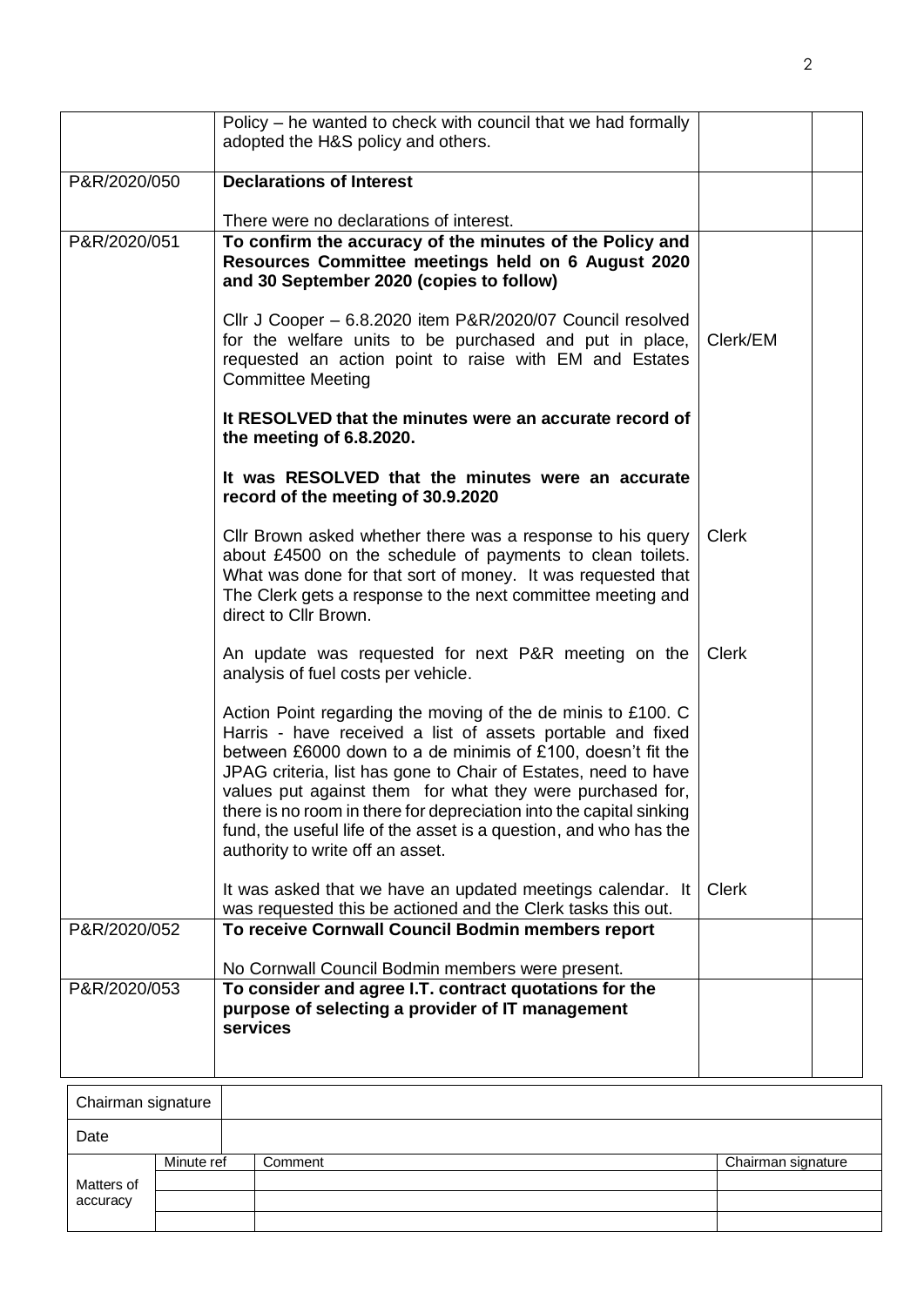| | | | |
|---|---|---|---|
| | Policy – he wanted to check with council that we had formally adopted the H&S policy and others. | | |
| P&R/2020/050 | **Declarations of Interest**<br><br>There were no declarations of interest. | | |
| P&R/2020/051 | **To confirm the accuracy of the minutes of the Policy and Resources Committee meetings held on 6 August 2020 and 30 September 2020 (copies to follow)**<br><br>Cllr J Cooper – 6.8.2020 item P&R/2020/07 Council resolved for the welfare units to be purchased and put in place, requested an action point to raise with EM and Estates Committee Meeting<br><br>**It RESOLVED that the minutes were an accurate record of the meeting of 6.8.2020.**<br><br>**It was RESOLVED that the minutes were an accurate record of the meeting of 30.9.2020**<br><br>Cllr Brown asked whether there was a response to his query about £4500 on the schedule of payments to clean toilets. What was done for that sort of money. It was requested that The Clerk gets a response to the next committee meeting and direct to Cllr Brown.<br><br>An update was requested for next P&R meeting on the analysis of fuel costs per vehicle.<br><br>Action Point regarding the moving of the de minis to £100. C Harris - have received a list of assets portable and fixed between £6000 down to a de minimis of £100, doesn't fit the JPAG criteria, list has gone to Chair of Estates, need to have values put against them for what they were purchased for, there is no room in there for depreciation into the capital sinking fund, the useful life of the asset is a question, and who has the authority to write off an asset.<br><br>It was asked that we have an updated meetings calendar. It was requested this be actioned and the Clerk tasks this out. | Clerk/EM<br><br>Clerk<br><br>Clerk<br><br>Clerk | |
| P&R/2020/052 | **To receive Cornwall Council Bodmin members report**<br><br>No Cornwall Council Bodmin members were present. | | |
| P&R/2020/053 | **To consider and agree I.T. contract quotations for the purpose of selecting a provider of IT management services** | | |

| Chairman signature | | | |
|---|---|---|---|
| Date | | | |
| Matters of accuracy | Minute ref | Comment | Chairman signature |
| | | | |
| | | | |
| | | | |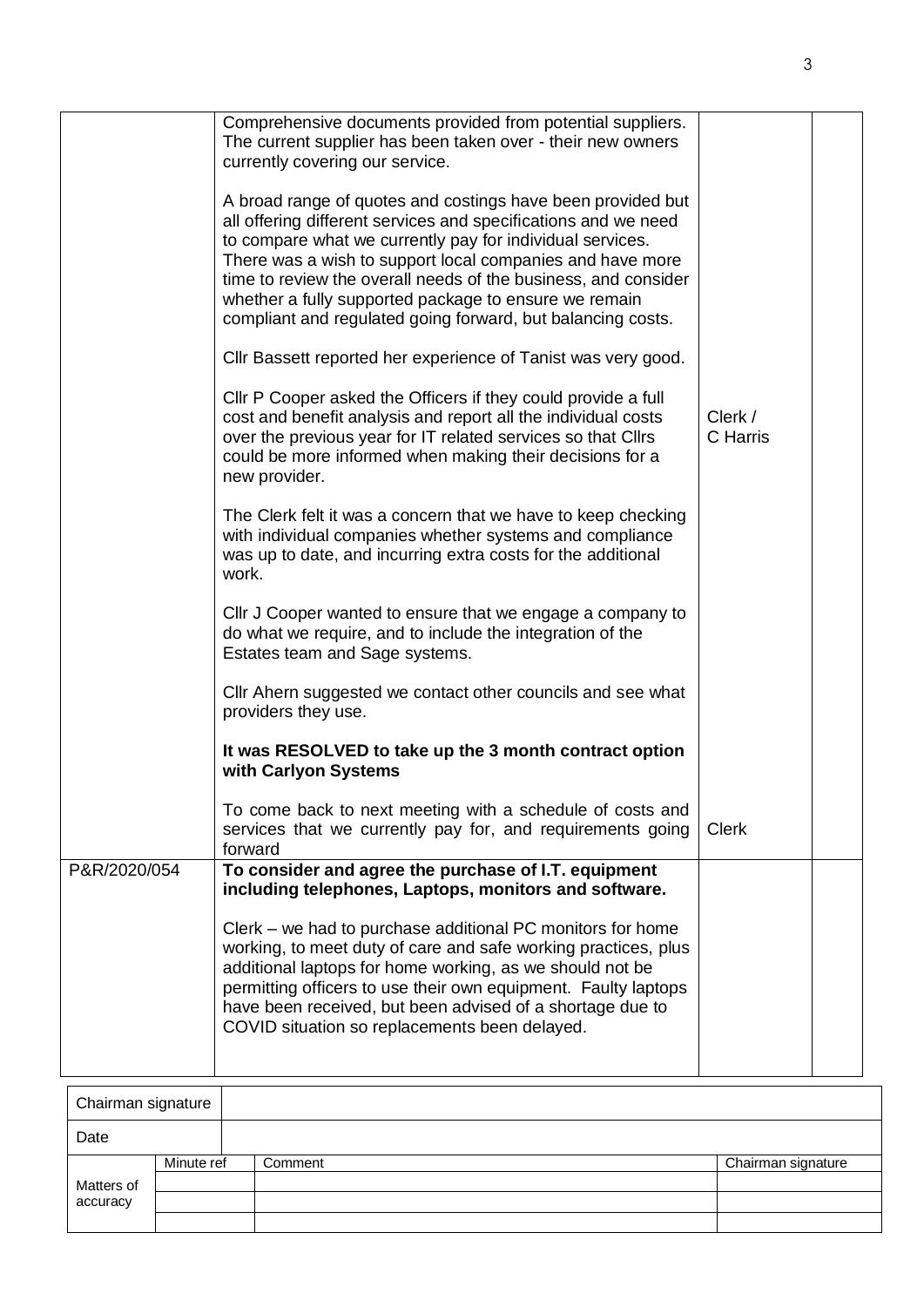| | | | |
|---|---|---|---|
| | Comprehensive documents provided from potential suppliers. The current supplier has been taken over - their new owners currently covering our service.<br><br>A broad range of quotes and costings have been provided but all offering different services and specifications and we need to compare what we currently pay for individual services. There was a wish to support local companies and have more time to review the overall needs of the business, and consider whether a fully supported package to ensure we remain compliant and regulated going forward, but balancing costs.<br><br>Cllr Bassett reported her experience of Tanist was very good.<br><br>Cllr P Cooper asked the Officers if they could provide a full cost and benefit analysis and report all the individual costs over the previous year for IT related services so that Cllrs could be more informed when making their decisions for a new provider.<br><br>The Clerk felt it was a concern that we have to keep checking with individual companies whether systems and compliance was up to date, and incurring extra costs for the additional work.<br><br>Cllr J Cooper wanted to ensure that we engage a company to do what we require, and to include the integration of the Estates team and Sage systems.<br><br>Cllr Ahern suggested we contact other councils and see what providers they use.<br><br>**It was RESOLVED to take up the 3 month contract option with Carlyon Systems**<br><br>To come back to next meeting with a schedule of costs and services that we currently pay for, and requirements going forward | Clerk / C Harris<br><br>Clerk | |
| P&R/2020/054 | **To consider and agree the purchase of I.T. equipment including telephones, Laptops, monitors and software.**<br><br>Clerk – we had to purchase additional PC monitors for home working, to meet duty of care and safe working practices, plus additional laptops for home working, as we should not be permitting officers to use their own equipment. Faulty laptops have been received, but been advised of a shortage due to COVID situation so replacements been delayed. | | |

| Chairman signature | | | |
|---|---|---|---|
| Date | | | |
| Matters of accuracy | Minute ref | Comment | Chairman signature |
| | | | |
| | | | |
| | | | |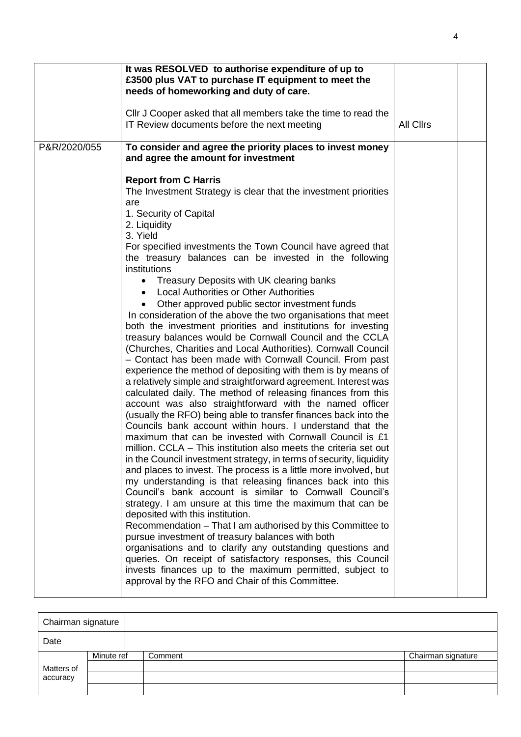| | | | |
|---|---|---|---|
| | **It was RESOLVED to authorise expenditure of up to £3500 plus VAT to purchase IT equipment to meet the needs of homeworking and duty of care.**<br><br>Cllr J Cooper asked that all members take the time to read the IT Review documents before the next meeting | All Cllrs | |
| P&R/2020/055 | **To consider and agree the priority places to invest money and agree the amount for investment**<br><br>**Report from C Harris**<br>The Investment Strategy is clear that the investment priorities are<br>1. Security of Capital<br>2. Liquidity<br>3. Yield<br>For specified investments the Town Council have agreed that the treasury balances can be invested in the following institutions<br>• Treasury Deposits with UK clearing banks<br>• Local Authorities or Other Authorities<br>• Other approved public sector investment funds<br>In consideration of the above the two organisations that meet both the investment priorities and institutions for investing treasury balances would be Cornwall Council and the CCLA (Churches, Charities and Local Authorities). Cornwall Council – Contact has been made with Cornwall Council. From past experience the method of depositing with them is by means of a relatively simple and straightforward agreement. Interest was calculated daily. The method of releasing finances from this account was also straightforward with the named officer (usually the RFO) being able to transfer finances back into the Councils bank account within hours. I understand that the maximum that can be invested with Cornwall Council is £1 million. CCLA – This institution also meets the criteria set out in the Council investment strategy, in terms of security, liquidity and places to invest. The process is a little more involved, but my understanding is that releasing finances back into this Council's bank account is similar to Cornwall Council's strategy. I am unsure at this time the maximum that can be deposited with this institution.<br>Recommendation – That I am authorised by this Committee to pursue investment of treasury balances with both organisations and to clarify any outstanding questions and queries. On receipt of satisfactory responses, this Council invests finances up to the maximum permitted, subject to approval by the RFO and Chair of this Committee. | | |

| Chairman signature | | | |
|---|---|---|---|
| Date | | | |
| Matters of accuracy | Minute ref | Comment | Chairman signature |
| | | | |
| | | | |
| | | | |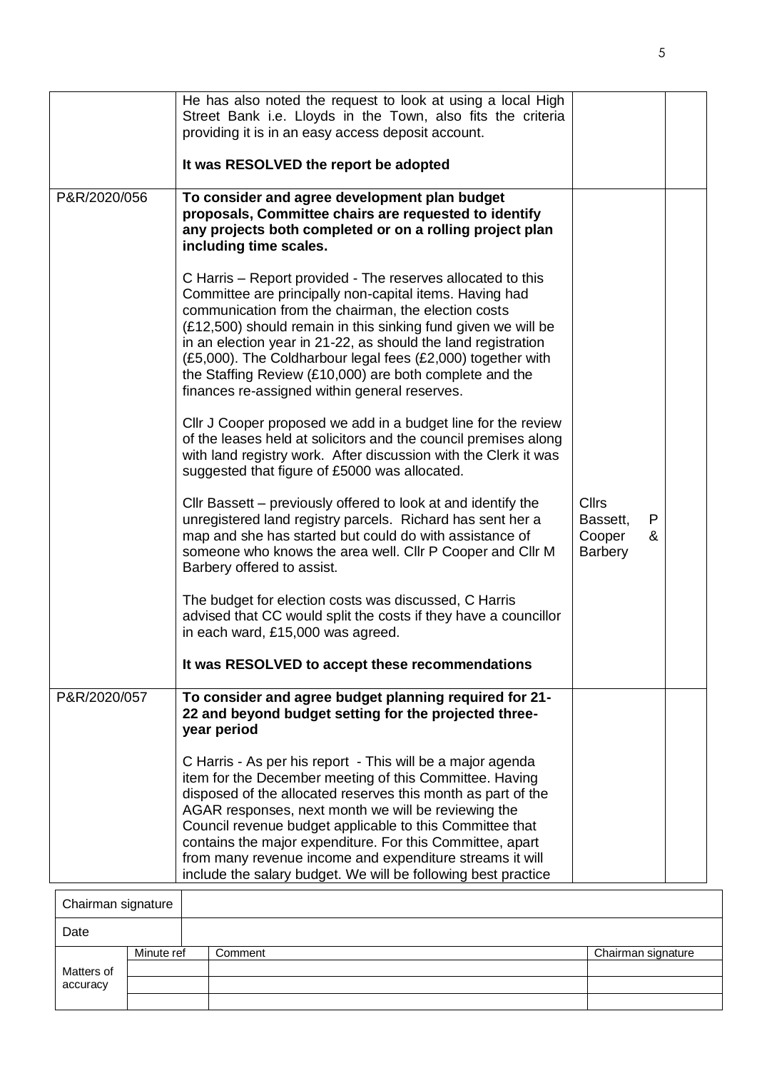| | | | |
|---|---|---|---|
| | He has also noted the request to look at using a local High Street Bank i.e. Lloyds in the Town, also fits the criteria providing it is in an easy access deposit account.<br><br>**It was RESOLVED the report be adopted** | | |
| P&R/2020/056 | **To consider and agree development plan budget proposals, Committee chairs are requested to identify any projects both completed or on a rolling project plan including time scales.**<br><br>C Harris – Report provided - The reserves allocated to this Committee are principally non-capital items. Having had communication from the chairman, the election costs (£12,500) should remain in this sinking fund given we will be in an election year in 21-22, as should the land registration (£5,000). The Coldharbour legal fees (£2,000) together with the Staffing Review (£10,000) are both complete and the finances re-assigned within general reserves.<br><br>Cllr J Cooper proposed we add in a budget line for the review of the leases held at solicitors and the council premises along with land registry work. After discussion with the Clerk it was suggested that figure of £5000 was allocated.<br><br>Cllr Bassett – previously offered to look at and identify the unregistered land registry parcels. Richard has sent her a map and she has started but could do with assistance of someone who knows the area well. Cllr P Cooper and Cllr M Barbery offered to assist.<br><br>The budget for election costs was discussed, C Harris advised that CC would split the costs if they have a councillor in each ward, £15,000 was agreed.<br><br>**It was RESOLVED to accept these recommendations** | Cllrs Bassett, P Cooper & Barbery | |
| P&R/2020/057 | **To consider and agree budget planning required for 21-22 and beyond budget setting for the projected three-year period**<br><br>C Harris - As per his report - This will be a major agenda item for the December meeting of this Committee. Having disposed of the allocated reserves this month as part of the AGAR responses, next month we will be reviewing the Council revenue budget applicable to this Committee that contains the major expenditure. For this Committee, apart from many revenue income and expenditure streams it will include the salary budget. We will be following best practice | | |

| Chairman signature | | | |
|---|---|---|---|
| Date | | | |
| Matters of accuracy | Minute ref | Comment | Chairman signature |
| | | | |
| | | | |
| | | | |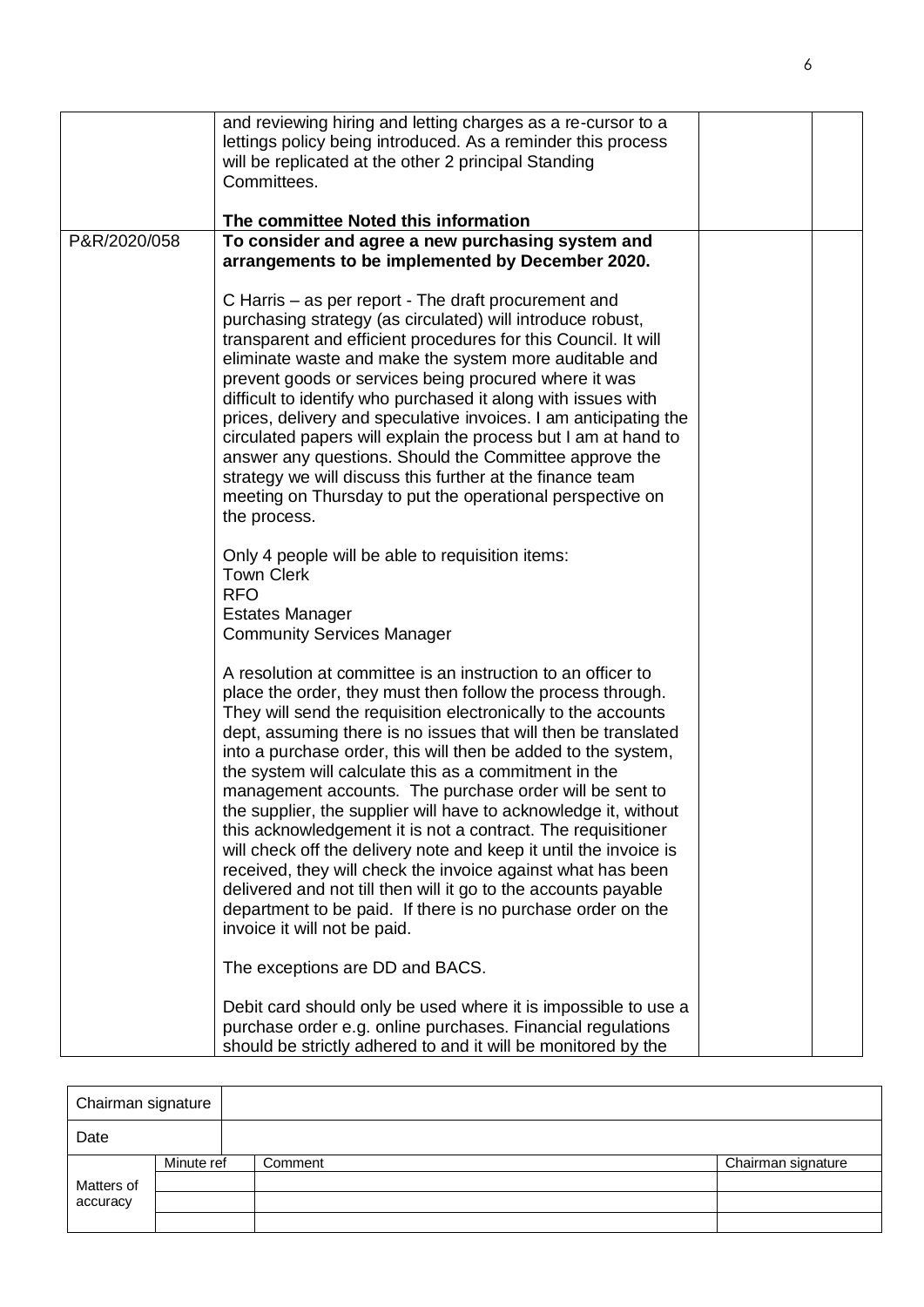| | | | |
|---|---|---|---|
| | and reviewing hiring and letting charges as a re-cursor to a lettings policy being introduced. As a reminder this process will be replicated at the other 2 principal Standing Committees.<br><br>**The committee Noted this information** | | |
| P&R/2020/058 | **To consider and agree a new purchasing system and arrangements to be implemented by December 2020.**<br><br>C Harris – as per report - The draft procurement and purchasing strategy (as circulated) will introduce robust, transparent and efficient procedures for this Council. It will eliminate waste and make the system more auditable and prevent goods or services being procured where it was difficult to identify who purchased it along with issues with prices, delivery and speculative invoices. I am anticipating the circulated papers will explain the process but I am at hand to answer any questions. Should the Committee approve the strategy we will discuss this further at the finance team meeting on Thursday to put the operational perspective on the process.<br><br>Only 4 people will be able to requisition items:<br>Town Clerk<br>RFO<br>Estates Manager<br>Community Services Manager<br><br>A resolution at committee is an instruction to an officer to place the order, they must then follow the process through. They will send the requisition electronically to the accounts dept, assuming there is no issues that will then be translated into a purchase order, this will then be added to the system, the system will calculate this as a commitment in the management accounts. The purchase order will be sent to the supplier, the supplier will have to acknowledge it, without this acknowledgement it is not a contract. The requisitioner will check off the delivery note and keep it until the invoice is received, they will check the invoice against what has been delivered and not till then will it go to the accounts payable department to be paid. If there is no purchase order on the invoice it will not be paid.<br><br>The exceptions are DD and BACS.<br><br>Debit card should only be used where it is impossible to use a purchase order e.g. online purchases. Financial regulations should be strictly adhered to and it will be monitored by the | | |

| Chairman signature | | | |
|---|---|---|---|
| Date | | | |
| Matters of accuracy | Minute ref | Comment | Chairman signature |
| | | | |
| | | | |
| | | | |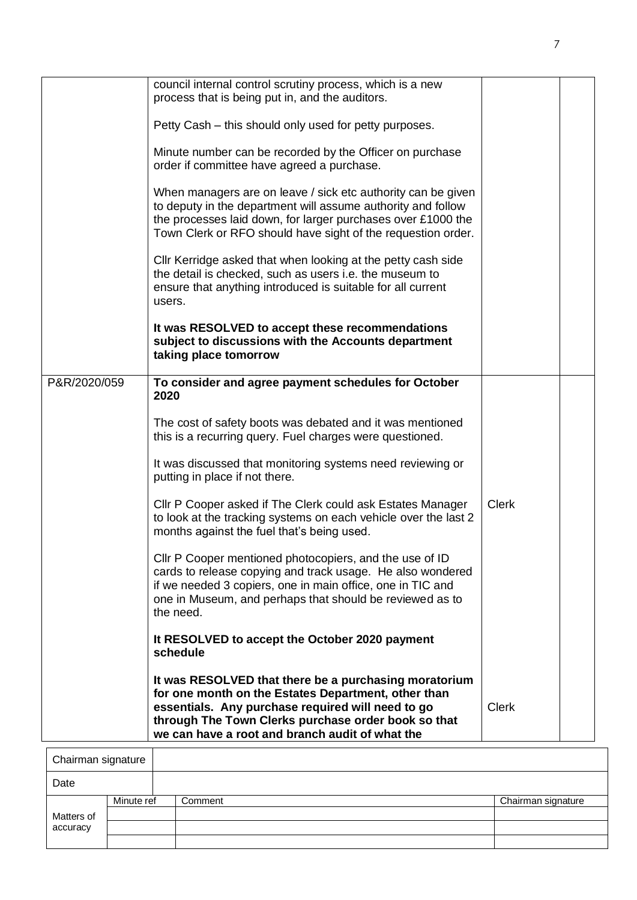| | | | |
|---|---|---|---|
| | council internal control scrutiny process, which is a new process that is being put in, and the auditors.<br><br>Petty Cash – this should only used for petty purposes.<br><br>Minute number can be recorded by the Officer on purchase order if committee have agreed a purchase.<br><br>When managers are on leave / sick etc authority can be given to deputy in the department will assume authority and follow the processes laid down, for larger purchases over £1000 the Town Clerk or RFO should have sight of the requestion order.<br><br>Cllr Kerridge asked that when looking at the petty cash side the detail is checked, such as users i.e. the museum to ensure that anything introduced is suitable for all current users.<br><br>**It was RESOLVED to accept these recommendations subject to discussions with the Accounts department taking place tomorrow** | | |
| P&R/2020/059 | **To consider and agree payment schedules for October 2020**<br><br>The cost of safety boots was debated and it was mentioned this is a recurring query. Fuel charges were questioned.<br><br>It was discussed that monitoring systems need reviewing or putting in place if not there. | | |
| | Cllr P Cooper asked if The Clerk could ask Estates Manager to look at the tracking systems on each vehicle over the last 2 months against the fuel that's being used. | Clerk | |
| | Cllr P Cooper mentioned photocopiers, and the use of ID cards to release copying and track usage. He also wondered if we needed 3 copiers, one in main office, one in TIC and one in Museum, and perhaps that should be reviewed as to the need.<br><br>**It RESOLVED to accept the October 2020 payment schedule** | | |
| | **It was RESOLVED that there be a purchasing moratorium for one month on the Estates Department, other than essentials. Any purchase required will need to go through The Town Clerks purchase order book so that we can have a root and branch audit of what the** | Clerk | |

| Chairman signature | | | |
|---|---|---|---|
| Date | | | |
| Matters of accuracy | Minute ref | Comment | Chairman signature |
| | | | |
| | | | |
| | | | |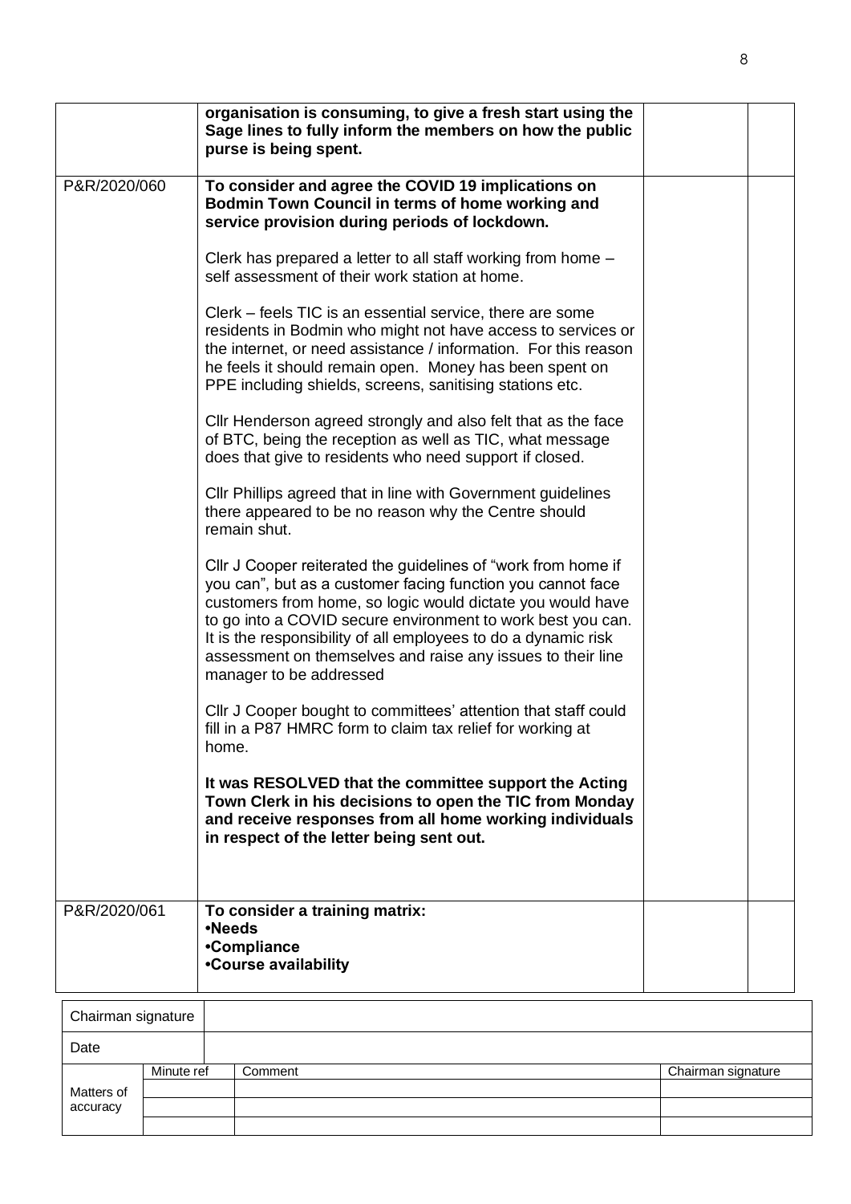| | | | |
|---|---|---|---|
| | **organisation is consuming, to give a fresh start using the Sage lines to fully inform the members on how the public purse is being spent.** | | |
| P&R/2020/060 | **To consider and agree the COVID 19 implications on Bodmin Town Council in terms of home working and service provision during periods of lockdown.**<br><br>Clerk has prepared a letter to all staff working from home – self assessment of their work station at home.<br><br>Clerk – feels TIC is an essential service, there are some residents in Bodmin who might not have access to services or the internet, or need assistance / information. For this reason he feels it should remain open. Money has been spent on PPE including shields, screens, sanitising stations etc.<br><br>Cllr Henderson agreed strongly and also felt that as the face of BTC, being the reception as well as TIC, what message does that give to residents who need support if closed.<br><br>Cllr Phillips agreed that in line with Government guidelines there appeared to be no reason why the Centre should remain shut.<br><br>Cllr J Cooper reiterated the guidelines of "work from home if you can", but as a customer facing function you cannot face customers from home, so logic would dictate you would have to go into a COVID secure environment to work best you can. It is the responsibility of all employees to do a dynamic risk assessment on themselves and raise any issues to their line manager to be addressed<br><br>Cllr J Cooper bought to committees' attention that staff could fill in a P87 HMRC form to claim tax relief for working at home.<br><br>**It was RESOLVED that the committee support the Acting Town Clerk in his decisions to open the TIC from Monday and receive responses from all home working individuals in respect of the letter being sent out.** | | |
| P&R/2020/061 | **To consider a training matrix:**<br>**•Needs**<br>**•Compliance**<br>**•Course availability** | | |

| Chairman signature | | | |
|---|---|---|---|
| Date | | | |
| Matters of accuracy | Minute ref | Comment | Chairman signature |
| | | | |
| | | | |
| | | | |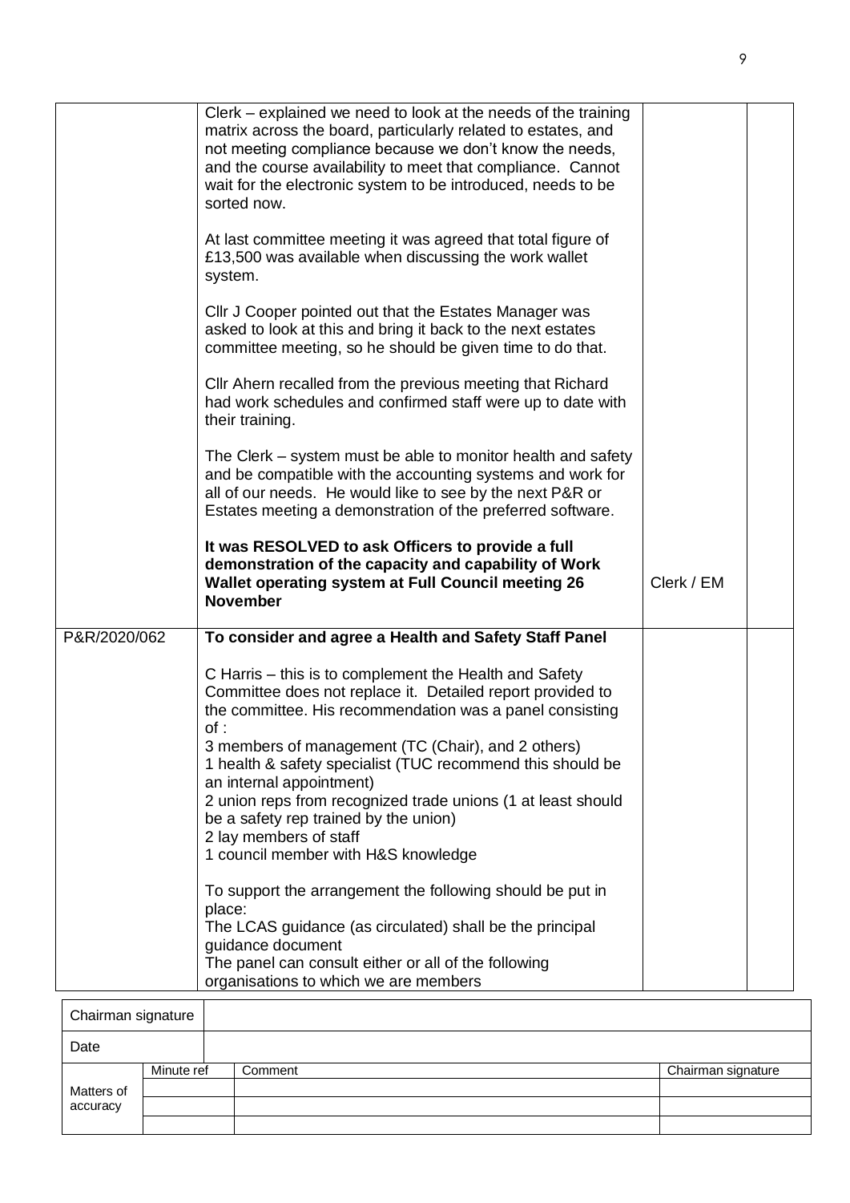| | | | |
|---|---|---|---|
| | Clerk – explained we need to look at the needs of the training matrix across the board, particularly related to estates, and not meeting compliance because we don't know the needs, and the course availability to meet that compliance. Cannot wait for the electronic system to be introduced, needs to be sorted now.<br><br>At last committee meeting it was agreed that total figure of £13,500 was available when discussing the work wallet system.<br><br>Cllr J Cooper pointed out that the Estates Manager was asked to look at this and bring it back to the next estates committee meeting, so he should be given time to do that.<br><br>Cllr Ahern recalled from the previous meeting that Richard had work schedules and confirmed staff were up to date with their training.<br><br>The Clerk – system must be able to monitor health and safety and be compatible with the accounting systems and work for all of our needs. He would like to see by the next P&R or Estates meeting a demonstration of the preferred software.<br><br>**It was RESOLVED to ask Officers to provide a full demonstration of the capacity and capability of Work Wallet operating system at Full Council meeting 26 November** | Clerk / EM | |
| P&R/2020/062 | **To consider and agree a Health and Safety Staff Panel**<br><br>C Harris – this is to complement the Health and Safety Committee does not replace it. Detailed report provided to the committee. His recommendation was a panel consisting of :<br>3 members of management (TC (Chair), and 2 others)<br>1 health & safety specialist (TUC recommend this should be an internal appointment)<br>2 union reps from recognized trade unions (1 at least should be a safety rep trained by the union)<br>2 lay members of staff<br>1 council member with H&S knowledge<br><br>To support the arrangement the following should be put in place:<br>The LCAS guidance (as circulated) shall be the principal guidance document<br>The panel can consult either or all of the following organisations to which we are members | | |

| Chairman signature | | | |
|---|---|---|---|
| Date | | | |
| Matters of accuracy | Minute ref | Comment | Chairman signature |
| | | | |
| | | | |
| | | | |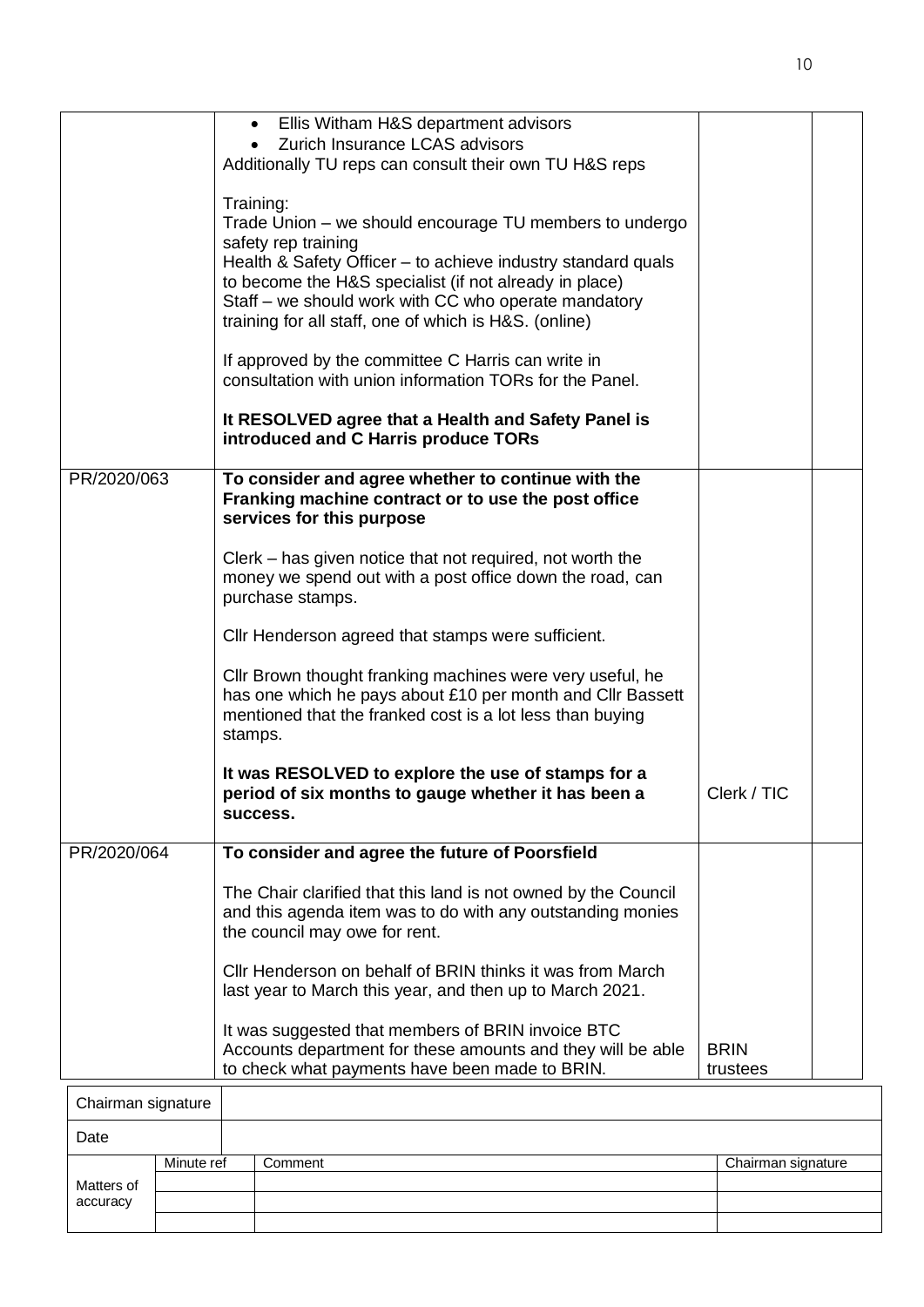| | | | |
|---|---|---|---|
| | • Ellis Witham H&S department advisors<br>• Zurich Insurance LCAS advisors<br>Additionally TU reps can consult their own TU H&S reps<br><br>Training:<br>Trade Union – we should encourage TU members to undergo safety rep training<br>Health & Safety Officer – to achieve industry standard quals to become the H&S specialist (if not already in place)<br>Staff – we should work with CC who operate mandatory training for all staff, one of which is H&S. (online)<br><br>If approved by the committee C Harris can write in consultation with union information TORs for the Panel.<br><br>**It RESOLVED agree that a Health and Safety Panel is introduced and C Harris produce TORs** | | |
| PR/2020/063 | **To consider and agree whether to continue with the Franking machine contract or to use the post office services for this purpose**<br><br>Clerk – has given notice that not required, not worth the money we spend out with a post office down the road, can purchase stamps.<br><br>Cllr Henderson agreed that stamps were sufficient.<br><br>Cllr Brown thought franking machines were very useful, he has one which he pays about £10 per month and Cllr Bassett mentioned that the franked cost is a lot less than buying stamps.<br><br>**It was RESOLVED to explore the use of stamps for a period of six months to gauge whether it has been a success.** | Clerk / TIC | |
| PR/2020/064 | **To consider and agree the future of Poorsfield**<br><br>The Chair clarified that this land is not owned by the Council and this agenda item was to do with any outstanding monies the council may owe for rent.<br><br>Cllr Henderson on behalf of BRIN thinks it was from March last year to March this year, and then up to March 2021.<br><br>It was suggested that members of BRIN invoice BTC Accounts department for these amounts and they will be able to check what payments have been made to BRIN. | BRIN trustees | |

| | |
|---|---|
| Chairman signature | |
| Date | |

| | Minute ref | Comment | Chairman signature |
|---|---|---|---|
| Matters of accuracy | | | |
| | | | |
| | | | |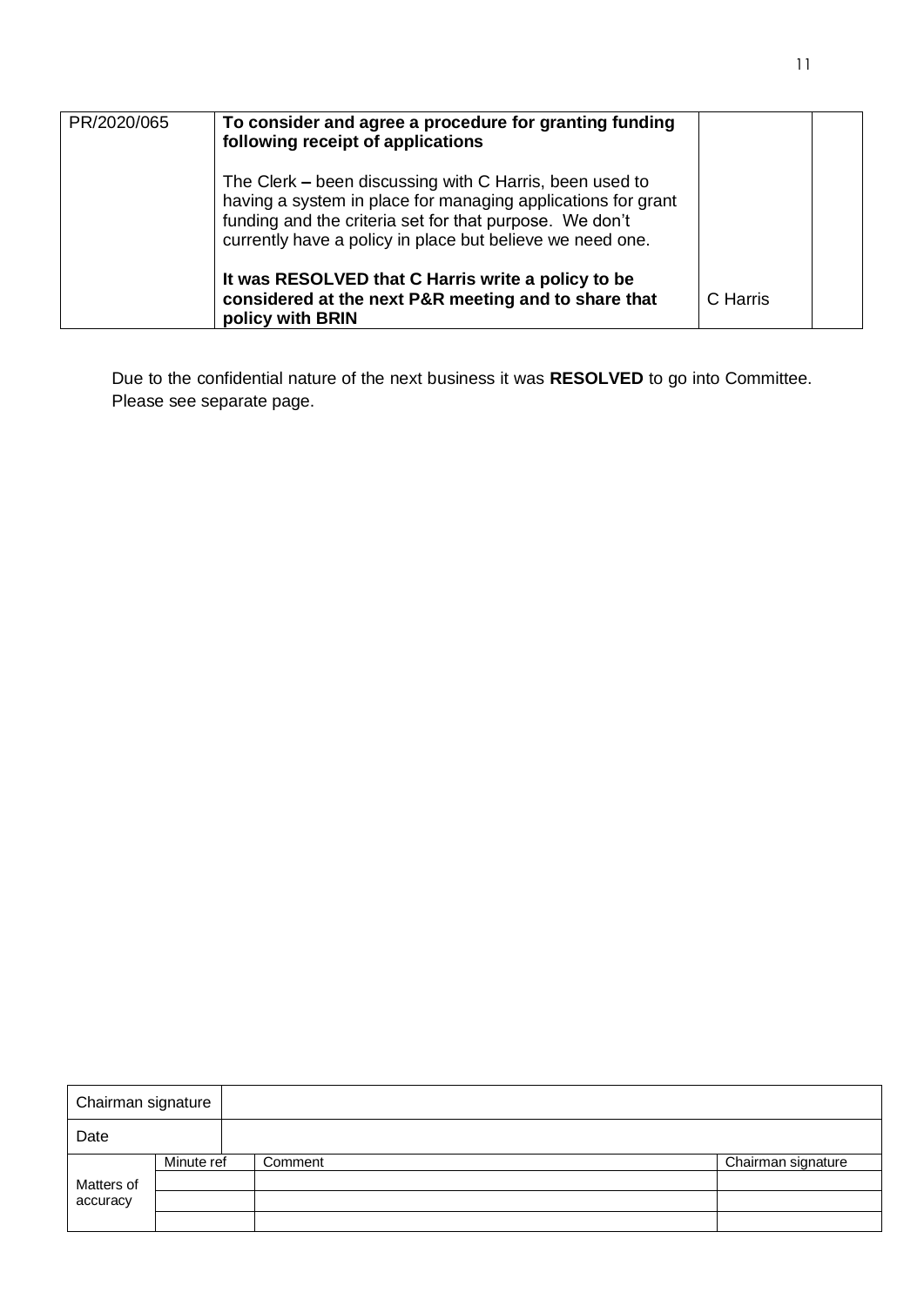| | | | |
|---|---|---|---|
| PR/2020/065 | **To consider and agree a procedure for granting funding following receipt of applications**<br><br>The Clerk **–** been discussing with C Harris, been used to having a system in place for managing applications for grant funding and the criteria set for that purpose. We don't currently have a policy in place but believe we need one.<br><br>**It was RESOLVED that C Harris write a policy to be considered at the next P&R meeting and to share that policy with BRIN** | C Harris | |

Due to the confidential nature of the next business it was **RESOLVED** to go into Committee. Please see separate page.

| Chairman signature | | | |
|---|---|---|---|
| Date | | | |
| Matters of accuracy | Minute ref | Comment | Chairman signature |
| | | | |
| | | | |
| | | | |